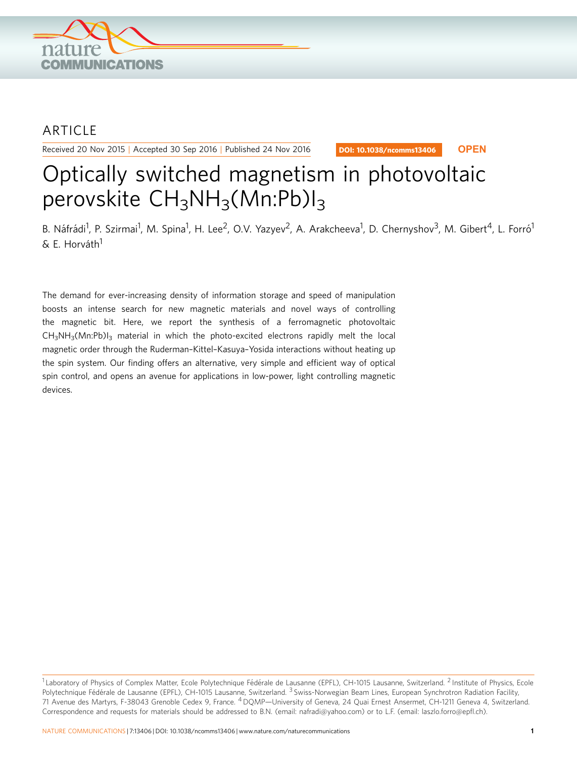ARTICLE

Received 20 Nov 2015 | Accepted 30 Sep 2016 | Published 24 Nov 2016

DOI: 10.1038/ncomms13406 OPEN

# Optically switched magnetism in photovoltaic perovskite $CH_3NH_3(Mn{:}Pb)I_3$

B. Náfrádi[1], P. Szirmai[1], M. Spina[1], H. Lee[2], O.V. Yazyev[2], A. Arakcheeva[1], D. Chernyshov[3], M. Gibert[4], L. Forró[1] & E. Horváth[1]

The demand for ever-increasing density of information storage and speed of manipulation boosts an intense search for new magnetic materials and novel ways of controlling the magnetic bit. Here, we report the synthesis of a ferromagnetic photovoltaic $CH_3NH_3(Mn{:}Pb)I_3$ material in which the photo-excited electrons rapidly melt the local magnetic order through the Ruderman–Kittel–Kasuya–Yosida interactions without heating up the spin system. Our finding offers an alternative, very simple and efficient way of optical spin control, and opens an avenue for applications in low-power, light controlling magnetic devices.

[1] Laboratory of Physics of Complex Matter, Ecole Polytechnique Fédérale de Lausanne (EPFL), CH-1015 Lausanne, Switzerland. [2] Institute of Physics, Ecole Polytechnique Fédérale de Lausanne (EPFL), CH-1015 Lausanne, Switzerland. [3] Swiss-Norwegian Beam Lines, European Synchrotron Radiation Facility, 71 Avenue des Martyrs, F-38043 Grenoble Cedex 9, France. [4] DQMP—University of Geneva, 24 Quai Ernest Ansermet, CH-1211 Geneva 4, Switzerland. Correspondence and requests for materials should be addressed to B.N. (email: nafradi@yahoo.com) or to L.F. (email: laszlo.forro@epfl.ch).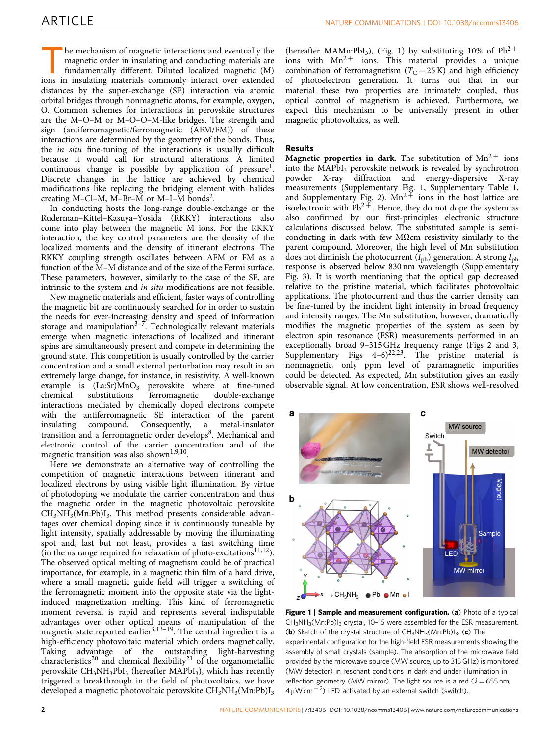The mechanism of magnetic interactions and eventually the magnetic order in insulating and conducting materials are fundamentally different. Diluted localized magnetic (M) ions in insulating materials commonly interact over extended distances by the super-exchange (SE) interaction via atomic orbital bridges through nonmagnetic atoms, for example, oxygen, O. Common schemes for interactions in perovskite structures are the M–O–M or M–O–O–M-like bridges. The strength and sign (antiferromagnetic/ferromagnetic (AFM/FM)) of these interactions are determined by the geometry of the bonds. Thus, the *in situ* fine-tuning of the interactions is usually difficult because it would call for structural alterations. A limited continuous change is possible by application of pressure[1]. Discrete changes in the lattice are achieved by chemical modifications like replacing the bridging element with halides creating M–Cl–M, M–Br–M or M–I–M bonds[2].

In conducting hosts the long-range double-exchange or the Ruderman–Kittel–Kasuya–Yosida (RKKY) interactions also come into play between the magnetic M ions. For the RKKY interaction, the key control parameters are the density of the localized moments and the density of itinerant electrons. The RKKY coupling strength oscillates between AFM or FM as a function of the M–M distance and of the size of the Fermi surface. These parameters, however, similarly to the case of the SE, are intrinsic to the system and *in situ* modifications are not feasible.

New magnetic materials and efficient, faster ways of controlling the magnetic bit are continuously searched for in order to sustain the needs for ever-increasing density and speed of information storage and manipulation[3–7]. Technologically relevant materials emerge when magnetic interactions of localized and itinerant spins are simultaneously present and compete in determining the ground state. This competition is usually controlled by the carrier concentration and a small external perturbation may result in an extremely large change, for instance, in resistivity. A well-known example is (La:Sr)$MnO_3$ perovskite where at fine-tuned chemical substitutions ferromagnetic double-exchange interactions mediated by chemically doped electrons compete with the antiferromagnetic SE interaction of the parent insulating compound. Consequently, a metal-insulator transition and a ferromagnetic order develops[8]. Mechanical and electronic control of the carrier concentration and of the magnetic transition was also shown[1,9,10].

Here we demonstrate an alternative way of controlling the competition of magnetic interactions between itinerant and localized electrons by using visible light illumination. By virtue of photodoping we modulate the carrier concentration and thus the magnetic order in the magnetic photovoltaic perovskite $CH_3NH_3(Mn{:}Pb)I_3$. This method presents considerable advantages over chemical doping since it is continuously tuneable by light intensity, spatially addressable by moving the illuminating spot and, last but not least, provides a fast switching time (in the ns range required for relaxation of photo-excitations[11,12]). The observed optical melting of magnetism could be of practical importance, for example, in a magnetic thin film of a hard drive, where a small magnetic guide field will trigger a switching of the ferromagnetic moment into the opposite state via the light-induced magnetization melting. This kind of ferromagnetic moment reversal is rapid and represents several indisputable advantages over other optical means of manipulation of the magnetic state reported earlier[3,13–19]. The central ingredient is a high-efficiency photovoltaic material which orders magnetically. Taking advantage of the outstanding light-harvesting characteristics[20] and chemical flexibility[21] of the organometallic perovskite $CH_3NH_3PbI_3$ (hereafter $MAPbI_3$), which has recently triggered a breakthrough in the field of photovoltaics, we have developed a magnetic photovoltaic perovskite $CH_3NH_3(Mn{:}Pb)I_3$ (hereafter MAMn:$PbI_3$), (Fig. 1) by substituting 10% of $Pb^{2+}$ ions with $Mn^{2+}$ ions. This material provides a unique combination of ferromagnetism ($T_C = 25$ K) and high efficiency of photoelectron generation. It turns out that in our material these two properties are intimately coupled, thus optical control of magnetism is achieved. Furthermore, we expect this mechanism to be universally present in other magnetic photovoltaics, as well.

## Results

**Magnetic properties in dark.** The substitution of $Mn^{2+}$ ions into the $MAPbI_3$ perovskite network is revealed by synchrotron powder X-ray diffraction and energy-dispersive X-ray measurements (Supplementary Fig. 1, Supplementary Table 1, and Supplementary Fig. 2). $Mn^{2+}$ ions in the host lattice are isoelectronic with $Pb^{2+}$. Hence, they do not dope the system as also confirmed by our first-principles electronic structure calculations discussed below. The substituted sample is semiconducting in dark with few MΩcm resistivity similarly to the parent compound. Moreover, the high level of Mn substitution does not diminish the photocurrent ($I_{ph}$) generation. A strong $I_{ph}$ response is observed below 830 nm wavelength (Supplementary Fig. 3). It is worth mentioning that the optical gap decreased relative to the pristine material, which facilitates photovoltaic applications. The photocurrent and thus the carrier density can be fine-tuned by the incident light intensity in broad frequency and intensity ranges. The Mn substitution, however, dramatically modifies the magnetic properties of the system as seen by electron spin resonance (ESR) measurements performed in an exceptionally broad 9–315 GHz frequency range (Figs 2 and 3, Supplementary Figs 4–6)[22,23]. The pristine material is nonmagnetic, only ppm level of paramagnetic impurities could be detected. As expected, Mn substitution gives an easily observable signal. At low concentration, ESR shows well-resolved

a

b

$CH_3NH_3$ Pb Mn I

c

MW source
Switch
MW detector
Magnet
Sample
LED
MW mirror

**Figure 1 | Sample and measurement configuration.** (**a**) Photo of a typical $CH_3NH_3(Mn{:}Pb)I_3$ crystal, 10–15 were assembled for the ESR measurement. (**b**) Sketch of the crystal structure of $CH_3NH_3(Mn{:}Pb)I_3$. (**c**) The experimental configuration for the high-field ESR measurements showing the assembly of small crystals (sample). The absorption of the microwave field provided by the microwave source (MW source, up to 315 GHz) is monitored (MW detector) in resonant conditions in dark and under illumination in reflection geometry (MW mirror). The light source is a red ($\lambda = 655$ nm, 4 μW cm$^{-2}$) LED activated by an external switch (switch).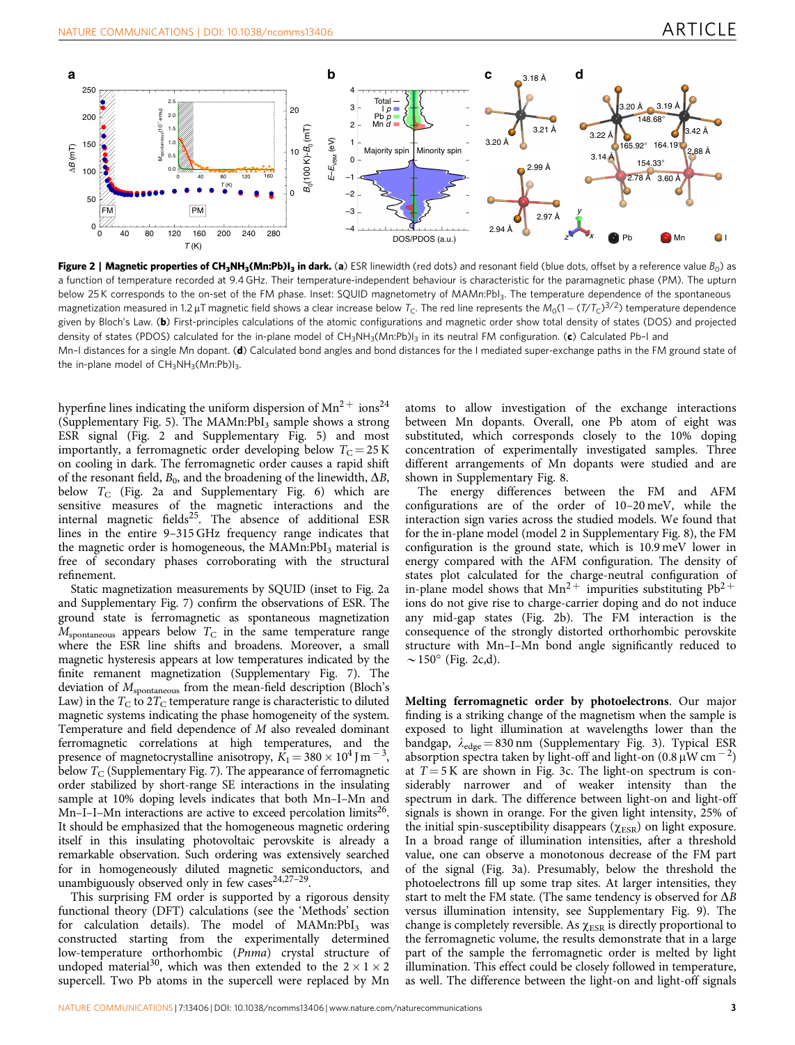**Figure 2 | Magnetic properties of $CH_3NH_3(Mn:Pb)I_3$ in dark.** (**a**) ESR linewidth (red dots) and resonant field (blue dots, offset by a reference value $B_0$) as a function of temperature recorded at 9.4 GHz. Their temperature-independent behaviour is characteristic for the paramagnetic phase (PM). The upturn below 25 K corresponds to the on-set of the FM phase. Inset: SQUID magnetometry of $MAMn:PbI_3$. The temperature dependence of the spontaneous magnetization measured in 1.2 µT magnetic field shows a clear increase below $T_C$. The red line represents the $M_0(1-(T/T_C)^{3/2})$ temperature dependence given by Bloch's Law. (**b**) First-principles calculations of the atomic configurations and magnetic order show total density of states (DOS) and projected density of states (PDOS) calculated for the in-plane model of $CH_3NH_3(Mn:Pb)I_3$ in its neutral FM configuration. (**c**) Calculated Pb–I and Mn–I distances for a single Mn dopant. (**d**) Calculated bond angles and bond distances for the I mediated super-exchange paths in the FM ground state of the in-plane model of $CH_3NH_3(Mn:Pb)I_3$.

hyperfine lines indicating the uniform dispersion of $Mn^{2+}$ ions[24] (Supplementary Fig. 5). The $MAMn:PbI_3$ sample shows a strong ESR signal (Fig. 2 and Supplementary Fig. 5) and most importantly, a ferromagnetic order developing below $T_C = 25$ K on cooling in dark. The ferromagnetic order causes a rapid shift of the resonant field, $B_0$, and the broadening of the linewidth, $\Delta B$, below $T_C$ (Fig. 2a and Supplementary Fig. 6) which are sensitive measures of the magnetic interactions and the internal magnetic fields[25]. The absence of additional ESR lines in the entire 9–315 GHz frequency range indicates that the magnetic order is homogeneous, the $MAMnI:PbI_3$ material is free of secondary phases corroborating with the structural refinement.

Static magnetization measurements by SQUID (inset to Fig. 2a and Supplementary Fig. 7) confirm the observations of ESR. The ground state is ferromagnetic as spontaneous magnetization $M_{spontaneous}$ appears below $T_C$ in the same temperature range where the ESR line shifts and broadens. Moreover, a small magnetic hysteresis appears at low temperatures indicated by the finite remanent magnetization (Supplementary Fig. 7). The deviation of $M_{spontaneous}$ from the mean-field description (Bloch's Law) in the $T_C$ to $2T_C$ temperature range is characteristic to diluted magnetic systems indicating the phase homogeneity of the system. Temperature and field dependence of $M$ also revealed dominant ferromagnetic correlations at high temperatures, and the presence of magnetocrystalline anisotropy, $K_1 = 380 \times 10^4\ \mathrm{J\,m^{-3}}$, below $T_C$ (Supplementary Fig. 7). The appearance of ferromagnetic order stabilized by short-range SE interactions in the insulating sample at 10% doping levels indicates that both Mn–I–Mn and Mn–I–I–Mn interactions are active to exceed percolation limits[26]. It should be emphasized that the homogeneous magnetic ordering itself in this insulating photovoltaic perovskite is already a remarkable observation. Such ordering was extensively searched for in homogeneously diluted magnetic semiconductors, and unambiguously observed only in few cases[24,27–29].

This surprising FM order is supported by a rigorous density functional theory (DFT) calculations (see the 'Methods' section for calculation details). The model of $MAMnI:PbI_3$ was constructed starting from the experimentally determined low-temperature orthorhombic (*Pnma*) crystal structure of undoped material[30], which was then extended to the $2 \times 1 \times 2$ supercell. Two Pb atoms in the supercell were replaced by Mn atoms to allow investigation of the exchange interactions between Mn dopants. Overall, one Pb atom of eight was substituted, which corresponds closely to the 10% doping concentration of experimentally investigated samples. Three different arrangements of Mn dopants were studied and are shown in Supplementary Fig. 8.

The energy differences between the FM and AFM configurations are of the order of 10–20 meV, while the interaction sign varies across the studied models. We found that for the in-plane model (model 2 in Supplementary Fig. 8), the FM configuration is the ground state, which is 10.9 meV lower in energy compared with the AFM configuration. The density of states plot calculated for the charge-neutral configuration of in-plane model shows that $Mn^{2+}$ impurities substituting $Pb^{2+}$ ions do not give rise to charge-carrier doping and do not induce any mid-gap states (Fig. 2b). The FM interaction is the consequence of the strongly distorted orthorhombic perovskite structure with Mn–I–Mn bond angle significantly reduced to $\sim 150°$ (Fig. 2c,d).

**Melting ferromagnetic order by photoelectrons**. Our major finding is a striking change of the magnetism when the sample is exposed to light illumination at wavelengths lower than the bandgap, $\lambda_{edge} = 830$ nm (Supplementary Fig. 3). Typical ESR absorption spectra taken by light-off and light-on ($0.8\ \mu\mathrm{W\,cm^{-2}}$) at $T = 5$ K are shown in Fig. 3c. The light-on spectrum is considerably narrower and of weaker intensity than the spectrum in dark. The difference between light-on and light-off signals is shown in orange. For the given light intensity, 25% of the initial spin-susceptibility disappears ($\chi_{ESR}$) on light exposure. In a broad range of illumination intensities, after a threshold value, one can observe a monotonous decrease of the FM part of the signal (Fig. 3a). Presumably, below the threshold the photoelectrons fill up some trap sites. At larger intensities, they start to melt the FM state. (The same tendency is observed for $\Delta B$ versus illumination intensity, see Supplementary Fig. 9). The change is completely reversible. As $\chi_{ESR}$ is directly proportional to the ferromagnetic volume, the results demonstrate that in a large part of the sample the ferromagnetic order is melted by light illumination. This effect could be closely followed in temperature, as well. The difference between the light-on and light-off signals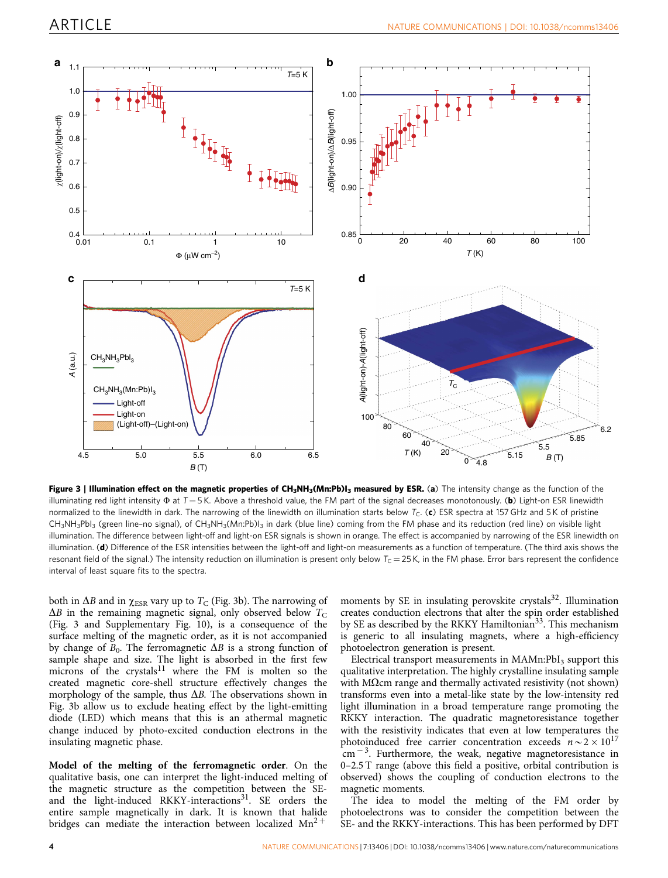**Figure 3 | Illumination effect on the magnetic properties of $CH_3NH_3(Mn:Pb)I_3$ measured by ESR.** (**a**) The intensity change as the function of the illuminating red light intensity Φ at $T = 5$ K. Above a threshold value, the FM part of the signal decreases monotonously. (**b**) Light-on ESR linewidth normalized to the linewidth in dark. The narrowing of the linewidth on illumination starts below $T_C$. (**c**) ESR spectra at 157 GHz and 5 K of pristine $CH_3NH_3PbI_3$ (green line–no signal), of $CH_3NH_3(Mn:Pb)I_3$ in dark (blue line) coming from the FM phase and its reduction (red line) on visible light illumination. The difference between light-off and light-on ESR signals is shown in orange. The effect is accompanied by narrowing of the ESR linewidth on illumination. (**d**) Difference of the ESR intensities between the light-off and light-on measurements as a function of temperature. (The third axis shows the resonant field of the signal.) The intensity reduction on illumination is present only below $T_C = 25$ K, in the FM phase. Error bars represent the confidence interval of least square fits to the spectra.

both in $\Delta B$ and in $\chi_{ESR}$ vary up to $T_C$ (Fig. 3b). The narrowing of $\Delta B$ in the remaining magnetic signal, only observed below $T_C$ (Fig. 3 and Supplementary Fig. 10), is a consequence of the surface melting of the magnetic order, as it is not accompanied by change of $B_0$. The ferromagnetic $\Delta B$ is a strong function of sample shape and size. The light is absorbed in the first few microns of the crystals[11] where the FM is molten so the created magnetic core-shell structure effectively changes the morphology of the sample, thus $\Delta B$. The observations shown in Fig. 3b allow us to exclude heating effect by the light-emitting diode (LED) which means that this is an athermal magnetic change induced by photo-excited conduction electrons in the insulating magnetic phase.

**Model of the melting of the ferromagnetic order**. On the qualitative basis, one can interpret the light-induced melting of the magnetic structure as the competition between the SE- and the light-induced RKKY-interactions[31]. SE orders the entire sample magnetically in dark. It is known that halide bridges can mediate the interaction between localized $Mn^{2+}$ moments by SE in insulating perovskite crystals[32]. Illumination creates conduction electrons that alter the spin order established by SE as described by the RKKY Hamiltonian[33]. This mechanism is generic to all insulating magnets, where a high-efficiency photoelectron generation is present.

Electrical transport measurements in $MAMn:PbI_3$ support this qualitative interpretation. The highly crystalline insulating sample with MΩcm range and thermally activated resistivity (not shown) transforms even into a metal-like state by the low-intensity red light illumination in a broad temperature range promoting the RKKY interaction. The quadratic magnetoresistance together with the resistivity indicates that even at low temperatures the photoinduced free carrier concentration exceeds $n \sim 2 \times 10^{17}$ $cm^{-3}$. Furthermore, the weak, negative magnetoresistance in 0–2.5 T range (above this field a positive, orbital contribution is observed) shows the coupling of conduction electrons to the magnetic moments.

The idea to model the melting of the FM order by photoelectrons was to consider the competition between the SE- and the RKKY-interactions. This has been performed by DFT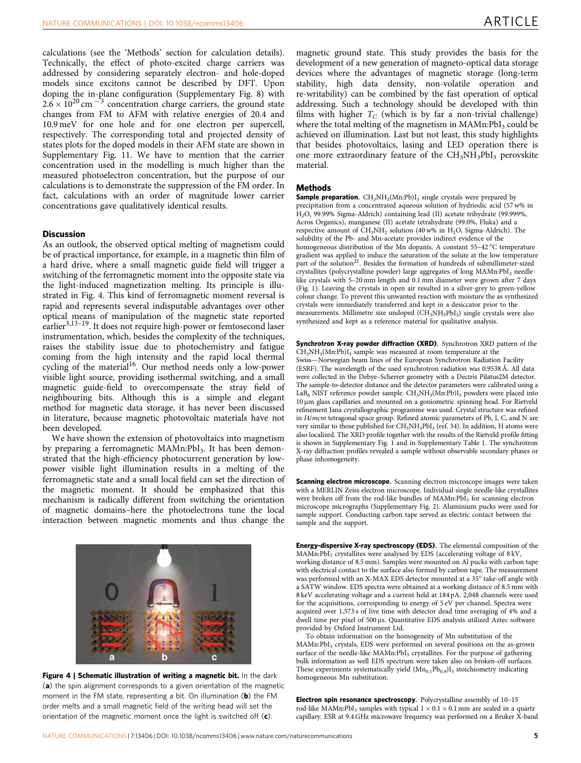calculations (see the 'Methods' section for calculation details). Technically, the effect of photo-excited charge carriers was addressed by considering separately electron- and hole-doped models since excitons cannot be described by DFT. Upon doping the in-plane configuration (Supplementary Fig. 8) with $2.6 \times 10^{20}\,\mathrm{cm}^{-3}$ concentration charge carriers, the ground state changes from FM to AFM with relative energies of 20.4 and 10.9 meV for one hole and for one electron per supercell, respectively. The corresponding total and projected density of states plots for the doped models in their AFM state are shown in Supplementary Fig. 11. We have to mention that the carrier concentration used in the modelling is much higher than the measured photoelectron concentration, but the purpose of our calculations is to demonstrate the suppression of the FM order. In fact, calculations with an order of magnitude lower carrier concentrations gave qualitatively identical results.

## Discussion

As an outlook, the observed optical melting of magnetism could be of practical importance, for example, in a magnetic thin film of a hard drive, where a small magnetic guide field will trigger a switching of the ferromagnetic moment into the opposite state via the light-induced magnetization melting. Its principle is illustrated in Fig. 4. This kind of ferromagnetic moment reversal is rapid and represents several indisputable advantages over other optical means of manipulation of the magnetic state reported earlier[3,13–19]. It does not require high-power or femtosecond laser instrumentation, which, besides the complexity of the techniques, raises the stability issue due to photochemistry and fatigue coming from the high intensity and the rapid local thermal cycling of the material[16]. Our method needs only a low-power visible light source, providing isothermal switching, and a small magnetic guide-field to overcompensate the stray field of neighbouring bits. Although this is a simple and elegant method for magnetic data storage, it has never been discussed in literature, because magnetic photovoltaic materials have not been developed.

We have shown the extension of photovoltaics into magnetism by preparing a ferromagnetic MAMn:PbI$_3$. It has been demonstrated that the high-efficiency photocurrent generation by low-power visible light illumination results in a melting of the ferromagnetic state and a small local field can set the direction of the magnetic moment. It should be emphasized that this mechanism is radically different from switching the orientation of magnetic domains–here the photoelectrons tune the local interaction between magnetic moments and thus change the magnetic ground state. This study provides the basis for the development of a new generation of magneto-optical data storage devices where the advantages of magnetic storage (long-term stability, high data density, non-volatile operation and re-writability) can be combined by the fast operation of optical addressing. Such a technology should be developed with thin films with higher $T_C$ (which is by far a non-trivial challenge) where the total melting of the magnetism in MAMn:PbI$_3$ could be achieved on illumination. Last but not least, this study highlights that besides photovoltaics, lasing and LED operation there is one more extraordinary feature of the $CH_3NH_3PbI_3$ perovskite material.

**Figure 4 | Schematic illustration of writing a magnetic bit.** In the dark (**a**) the spin alignment corresponds to a given orientation of the magnetic moment in the FM state, representing a bit. On illumination (**b**) the FM order melts and a small magnetic field of the writing head will set the orientation of the magnetic moment once the light is switched off (**c**).

## Methods

**Sample preparation.** $CH_3NH_3(Mn{:}Pb)I_3$ single crystals were prepared by precipitation from a concentrated aqueous solution of hydriodic acid (57 w% in $H_2O$, 99.99% Sigma-Aldrich) containing lead (II) acetate trihydrate (99.999%, Acros Organics), manganese (II) acetate tetrahydrate (99.0%, Fluka) and a respective amount of $CH_3NH_2$ solution (40 w% in $H_2O$, Sigma-Aldrich). The solubility of the Pb- and Mn-acetate provides indirect evidence of the homogeneous distribution of the Mn dopants. A constant 55–42 °C temperature gradient was applied to induce the saturation of the solute at the low temperature part of the solution[21]. Besides the formation of hundreds of submillimeter-sized crystallites (polycrystalline powder) large aggregates of long MAMn:PbI$_3$ needle-like crystals with 5–20 mm length and 0.1 mm diameter were grown after 7 days (Fig. 1). Leaving the crystals in open air resulted in a silver-grey to green-yellow colour change. To prevent this unwanted reaction with moisture the as synthesized crystals were immediately transferred and kept in a desiccator prior to the measurements. Millimetre size undoped ($CH_3NH_3PbI_3$) single crystals were also synthesized and kept as a reference material for qualitative analysis.

**Synchrotron X-ray powder diffraction (XRD).** Synchrotron XRD pattern of the $CH_3NH_3(Mn{:}Pb)I_3$ sample was measured at room temperature at the Swiss—Norwegian beam lines of the European Synchrotron Radiation Facility (ESRF). The wavelength of the used synchrotron radiation was 0.9538 Å. All data were collected in the Debye–Scherrer geometry with a Dectris Pilatus2M detector. The sample-to-detector distance and the detector parameters were calibrated using a $LaB_6$ NIST reference powder sample. $CH_3NH_3(Mn{:}Pb)I_3$ powders were placed into 10 μm glass capillaries and mounted on a goniometric spinning head. For Rietveld refinement Jana crystallographic programme was used. Crystal structure was refined in *I4/mcm* tetragonal space group. Refined atomic parameters of Pb, I, C, and N are very similar to those published for $CH_3NH_3PbI_3$ (ref. 34). In addition, H atoms were also localized. The XRD profile together with the results of the Rietveld profile fitting is shown in Supplementary Fig. 1 and in Supplementary Table 1. The synchrotron X-ray diffraction profiles revealed a sample without observable secondary phases or phase inhomogeneity.

**Scanning electron microscope.** Scanning electron microscope images were taken with a MERLIN Zeiss electron microscope. Individual single needle-like crystallites were broken off from the rod-like bundles of MAMn:PbI$_3$ for scanning electron microscope micrographs (Supplementary Fig. 2). Aluminium pucks were used for sample support. Conducting carbon tape served as electric contact between the sample and the support.

**Energy-dispersive X-ray spectroscopy (EDS).** The elemental composition of the MAMn:PbI$_3$ crystallites were analysed by EDS (accelerating voltage of 8 kV, working distance of 8.5 mm). Samples were mounted on Al pucks with carbon tape with electrical contact to the surface also formed by carbon tape. The measurement was performed with an X-MAX EDS detector mounted at a 35° take-off angle with a SATW window. EDS spectra were obtained at a working distance of 8.5 mm with 8 keV accelerating voltage and a current held at 184 pA. 2,048 channels were used for the acquisitions, corresponding to energy of 5 eV per channel. Spectra were acquired over 1,573 s of live time with detector dead time averaging of 4% and a dwell time per pixel of 500 μs. Quantitative EDS analysis utilized Aztec software provided by Oxford Instrument Ltd.

To obtain information on the homogeneity of Mn substitution of the MAMn:PbI$_3$ crystals, EDS were performed on several positions on the as-grown surface of the needle-like MAMn:PbI$_3$ crystallites. For the purpose of gathering bulk information as well EDS spectrum were taken also on broken-off surfaces. These experiments systematically yield $(Mn_{0.1}Pb_{0.9})I_3$ stoichiometry indicating homogeneous Mn substitution.

**Electron spin resonance spectroscopy.** Polycrystalline assembly of 10–15 rod-like MAMn:PbI$_3$ samples with typical $1 \times 0.1 \times 0.1$ mm are sealed in a quartz capillary. ESR at 9.4 GHz microwave frequency was performed on a Bruker X-band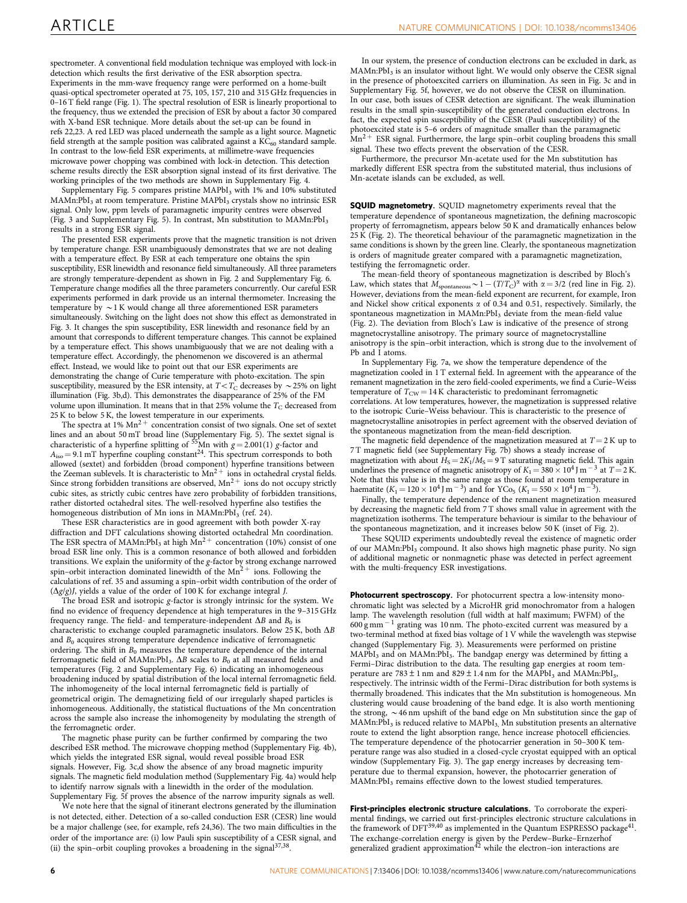spectrometer. A conventional field modulation technique was employed with lock-in detection which results the first derivative of the ESR absorption spectra. Experiments in the mm-wave frequency range were performed on a home-built quasi-optical spectrometer operated at 75, 105, 157, 210 and 315 GHz frequencies in 0–16 T field range (Fig. 1). The spectral resolution of ESR is linearly proportional to the frequency, thus we extended the precision of ESR by about a factor 30 compared with X-band ESR technique. More details about the set-up can be found in refs 22,23. A red LED was placed underneath the sample as a light source. Magnetic field strength at the sample position was calibrated against a $KC_{60}$ standard sample. In contrast to the low-field ESR experiments, at millimetre-wave frequencies microwave power chopping was combined with lock-in detection. This detection scheme results directly the ESR absorption signal instead of its first derivative. The working principles of the two methods are shown in Supplementary Fig. 4.

Supplementary Fig. 5 compares pristine $MAPbI_3$ with 1% and 10% substituted $MAMn:PbI_3$ at room temperature. Pristine $MAPbI_3$ crystals show no intrinsic ESR signal. Only low, ppm levels of paramagnetic impurity centres were observed (Fig. 3 and Supplementary Fig. 5). In contrast, Mn substitution to $MAMn:PbI_3$ results in a strong ESR signal.

The presented ESR experiments prove that the magnetic transition is not driven by temperature change. ESR unambiguously demonstrates that we are not dealing with a temperature effect. By ESR at each temperature one obtains the spin susceptibility, ESR linewidth and resonance field simultaneously. All three parameters are strongly temperature-dependent as shown in Fig. 2 and Supplementary Fig. 6. Temperature change modifies all the three parameters concurrently. Our careful ESR experiments performed in dark provide us an internal thermometer. Increasing the temperature by $\sim$1 K would change all three aforementioned ESR parameters simultaneously. Switching on the light does not show this effect as demonstrated in Fig. 3. It changes the spin susceptibility, ESR linewidth and resonance field by an amount that corresponds to different temperature changes. This cannot be explained by a temperature effect. This shows unambiguously that we are not dealing with a temperature effect. Accordingly, the phenomenon we discovered is an athermal effect. Instead, we would like to point out that our ESR experiments are demonstrating the change of Curie temperature with photo-excitation. The spin susceptibility, measured by the ESR intensity, at $T < T_C$ decreases by $\sim$25% on light illumination (Fig. 3b,d). This demonstrates the disappearance of 25% of the FM volume upon illumination. It means that in that 25% volume the $T_C$ decreased from 25 K to below 5 K, the lowest temperature in our experiments.

The spectra at 1% $Mn^{2+}$ concentration consist of two signals. One set of sextet lines and an about 50 mT broad line (Supplementary Fig. 5). The sextet signal is characteristic of a hyperfine splitting of $^{55}Mn$ with $g = 2.001(1)$ g-factor and $A_{iso} = 9.1$ mT hyperfine coupling constant[24]. This spectrum corresponds to both allowed (sextet) and forbidden (broad component) hyperfine transitions between the Zeeman sublevels. It is characteristic to $Mn^{2+}$ ions in octahedral crystal fields. Since strong forbidden transitions are observed, $Mn^{2+}$ ions do not occupy strictly cubic sites, as strictly cubic centres have zero probability of forbidden transitions, rather distorted octahedral sites. The well-resolved hyperfine also testifies the homogeneous distribution of Mn ions in $MAMn:PbI_3$ (ref. 24).

These ESR characteristics are in good agreement with both powder X-ray diffraction and DFT calculations showing distorted octahedral Mn coordination. The ESR spectra of $MAMn:PbI_3$ at high $Mn^{2+}$ concentration (10%) consist of one broad ESR line only. This is a common resonance of both allowed and forbidden transitions. We explain the uniformity of the g-factor by strong exchange narrowed spin–orbit interaction dominated linewidth of the $Mn^{2+}$ ions. Following the calculations of ref. 35 and assuming a spin–orbit width contribution of the order of $(\Delta g/g)J$, yields a value of the order of 100 K for exchange integral $J$.

The broad ESR and isotropic g-factor is strongly intrinsic for the system. We find no evidence of frequency dependence at high temperatures in the 9–315 GHz frequency range. The field- and temperature-independent $\Delta B$ and $B_0$ is characteristic to exchange coupled paramagnetic insulators. Below 25 K, both $\Delta B$ and $B_0$ acquires strong temperature dependence indicative of ferromagnetic ordering. The shift in $B_0$ measures the temperature dependence of the internal ferromagnetic field of $MAMn:PbI_3$. $\Delta B$ scales to $B_0$ at all measured fields and temperatures (Fig. 2 and Supplementary Fig. 6) indicating an inhomogeneous broadening induced by spatial distribution of the local internal ferromagnetic field. The inhomogeneity of the local internal ferromagnetic field is partially of geometrical origin. The demagnetizing field of our irregularly shaped particles is inhomogeneous. Additionally, the statistical fluctuations of the Mn concentration across the sample also increase the inhomogeneity by modulating the strength of the ferromagnetic order.

The magnetic phase purity can be further confirmed by comparing the two described ESR method. The microwave chopping method (Supplementary Fig. 4b), which yields the integrated ESR signal, would reveal possible broad ESR signals. However, Fig. 3c,d show the absence of any broad magnetic impurity signals. The magnetic field modulation method (Supplementary Fig. 4a) would help to identify narrow signals with a linewidth in the order of the modulation. Supplementary Fig. 5f proves the absence of the narrow impurity signals as well.

We note here that the signal of itinerant electrons generated by the illumination is not detected, either. Detection of a so-called conduction ESR (CESR) line would be a major challenge (see, for example, refs 24,36). The two main difficulties in the order of the importance are: (i) low Pauli spin susceptibility of a CESR signal, and (ii) the spin–orbit coupling provokes a broadening in the signal[37,38].

In our system, the presence of conduction electrons can be excluded in dark, as $MAMn:PbI_3$ is an insulator without light. We would only observe the CESR signal in the presence of photoexcited carriers on illumination. As seen in Fig. 3c and in Supplementary Fig. 5f, however, we do not observe the CESR on illumination. In our case, both issues of CESR detection are significant. The weak illumination results in the small spin-susceptibility of the generated conduction electrons. In fact, the expected spin susceptibility of the CESR (Pauli susceptibility) of the photoexcited state is 5–6 orders of magnitude smaller than the paramagnetic $Mn^{2+}$ ESR signal. Furthermore, the large spin–orbit coupling broadens this small signal. These two effects prevent the observation of the CESR.

Furthermore, the precursor Mn-acetate used for the Mn substitution has markedly different ESR spectra from the substituted material, thus inclusions of Mn-acetate islands can be excluded, as well.

**SQUID magnetometry.** SQUID magnetometry experiments reveal that the temperature dependence of spontaneous magnetization, the defining macroscopic property of ferromagnetism, appears below 50 K and dramatically enhances below 25 K (Fig. 2). The theoretical behaviour of the paramagnetic magnetization in the same conditions is shown by the green line. Clearly, the spontaneous magnetization is orders of magnitude greater compared with a paramagnetic magnetization, testifying the ferromagnetic order.

The mean-field theory of spontaneous magnetization is described by Bloch's Law, which states that $M_{spontaneous} \sim 1-(T/T_C)^{\alpha}$ with $\alpha = 3/2$ (red line in Fig. 2). However, deviations from the mean-field exponent are recurrent, for example, Iron and Nickel show critical exponents $\alpha$ of 0.34 and 0.51, respectively. Similarly, the spontaneous magnetization in $MAMn:PbI_3$ deviate from the mean-field value (Fig. 2). The deviation from Bloch's Law is indicative of the presence of strong magnetocrystalline anisotropy. The primary source of magnetocrystalline anisotropy is the spin–orbit interaction, which is strong due to the involvement of Pb and I atoms.

In Supplementary Fig. 7a, we show the temperature dependence of the magnetization cooled in 1 T external field. In agreement with the appearance of the remanent magnetization in the zero field-cooled experiments, we find a Curie–Weiss temperature of $T_{CW} = 14$ K characteristic to predominant ferromagnetic correlations. At low temperatures, however, the magnetization is suppressed relative to the isotropic Curie–Weiss behaviour. This is characteristic to the presence of magnetocrystalline anisotropies in perfect agreement with the observed deviation of the spontaneous magnetization from the mean-field description.

The magnetic field dependence of the magnetization measured at $T = 2$ K up to 7 T magnetic field (see Supplementary Fig. 7b) shows a steady increase of magnetization with about $H_S = 2K_1/M_S = 9$ T saturating magnetic field. This again underlines the presence of magnetic anisotropy of $K_1 = 380 \times 10^4$ J m$^{-3}$ at $T = 2$ K. Note that this value is in the same range as those found at room temperature in haematite ($K_1 = 120 \times 10^4$ J m$^{-3}$) and for $YCo_5$ ($K_1 = 550 \times 10^4$ J m$^{-3}$).

Finally, the temperature dependence of the remanent magnetization measured by decreasing the magnetic field from 7 T shows small value in agreement with the magnetization isotherms. The temperature behaviour is similar to the behaviour of the spontaneous magnetization, and it increases below 50 K (inset of Fig. 2).

These SQUID experiments undoubtedly reveal the existence of magnetic order of our $MAMn:PbI_3$ compound. It also shows high magnetic phase purity. No sign of additional magnetic or nonmagnetic phase was detected in perfect agreement with the multi-frequency ESR investigations.

**Photocurrent spectroscopy.** For photocurrent spectra a low-intensity monochromatic light was selected by a MicroHR grid monochromator from a halogen lamp. The wavelength resolution (full width at half maximum; FWFM) of the 600 g mm$^{-1}$ grating was 10 nm. The photo-excited current was measured by a two-terminal method at fixed bias voltage of 1 V while the wavelength was stepwise changed (Supplementary Fig. 3). Measurements were performed on pristine $MAPbI_3$ and on $MAMn:PbI_3$. The bandgap energy was determined by fitting a Fermi–Dirac distribution to the data. The resulting gap energies at room temperature are $783 \pm 1$ nm and $829 \pm 1.4$ nm for the $MAPbI_3$ and $MAMn:PbI_3$, respectively. The intrinsic width of the Fermi–Dirac distribution for both systems is thermally broadened. This indicates that the Mn substitution is homogeneous. Mn clustering would cause broadening of the band edge. It is also worth mentioning the strong, $\sim$46 nm upshift of the band edge on Mn substitution since the gap of $MAMn:PbI_3$ is reduced relative to $MAPbI_3$. Mn substitution presents an alternative route to extend the light absorption range, hence increase photocell efficiencies. The temperature dependence of the photocarrier generation in 50–300 K temperature range was also studied in a closed-cycle cryostat equipped with an optical window (Supplementary Fig. 3). The gap energy increases by decreasing temperature due to thermal expansion, however, the photocarrier generation of $MAMn:PbI_3$ remains effective down to the lowest studied temperatures.

**First-principles electronic structure calculations.** To corroborate the experimental findings, we carried out first-principles electronic structure calculations in the framework of DFT[39,40] as implemented in the Quantum ESPRESSO package[41]. The exchange-correlation energy is given by the Perdew–Burke–Ernzerhof generalized gradient approximation[42] while the electron–ion interactions are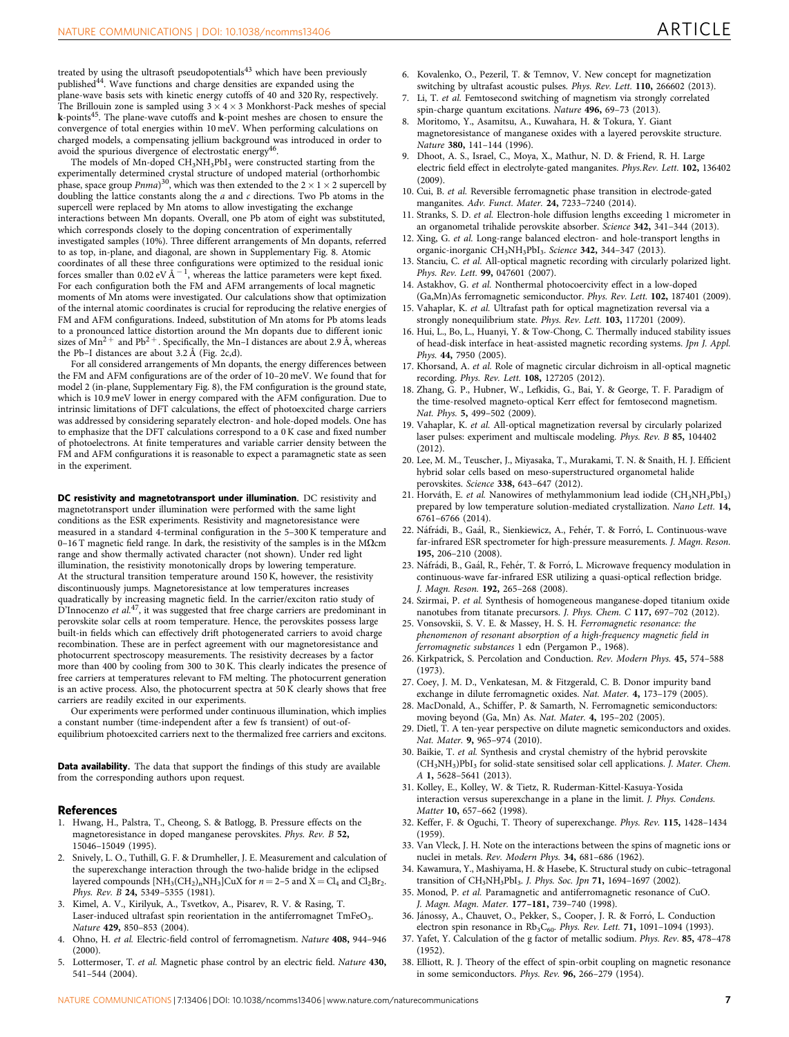treated by using the ultrasoft pseudopotentials[43] which have been previously published[44]. Wave functions and charge densities are expanded using the plane-wave basis sets with kinetic energy cutoffs of 40 and 320 Ry, respectively. The Brillouin zone is sampled using $3 \times 4 \times 3$ Monkhorst-Pack meshes of special **k**-points[45]. The plane-wave cutoffs and **k**-point meshes are chosen to ensure the convergence of total energies within 10 meV. When performing calculations on charged models, a compensating jellium background was introduced in order to avoid the spurious divergence of electrostatic energy[46].

The models of Mn-doped $CH_3NH_3PbI_3$ were constructed starting from the experimentally determined crystal structure of undoped material (orthorhombic phase, space group *Pnma*)[30], which was then extended to the $2 \times 1 \times 2$ supercell by doubling the lattice constants along the *a* and *c* directions. Two Pb atoms in the supercell were replaced by Mn atoms to allow investigating the exchange interactions between Mn dopants. Overall, one Pb atom of eight was substituted, which corresponds closely to the doping concentration of experimentally investigated samples (10%). Three different arrangements of Mn dopants, referred to as top, in-plane, and diagonal, are shown in Supplementary Fig. 8. Atomic coordinates of all these three configurations were optimized to the residual ionic forces smaller than 0.02 eV Å$^{-1}$, whereas the lattice parameters were kept fixed. For each configuration both the FM and AFM arrangements of local magnetic moments of Mn atoms were investigated. Our calculations show that optimization of the internal atomic coordinates is crucial for reproducing the relative energies of FM and AFM configurations. Indeed, substitution of Mn atoms for Pb atoms leads to a pronounced lattice distortion around the Mn dopants due to different ionic sizes of $Mn^{2+}$ and $Pb^{2+}$. Specifically, the Mn–I distances are about 2.9 Å, whereas the Pb–I distances are about 3.2 Å (Fig. 2c,d).

For all considered arrangements of Mn dopants, the energy differences between the FM and AFM configurations are of the order of 10–20 meV. We found that for model 2 (in-plane, Supplementary Fig. 8), the FM configuration is the ground state, which is 10.9 meV lower in energy compared with the AFM configuration. Due to intrinsic limitations of DFT calculations, the effect of photoexcited charge carriers was addressed by considering separately electron- and hole-doped models. One has to emphasize that the DFT calculations correspond to a 0 K case and fixed number of photoelectrons. At finite temperatures and variable carrier density between the FM and AFM configurations it is reasonable to expect a paramagnetic state as seen in the experiment.

**DC resistivity and magnetotransport under illumination.** DC resistivity and magnetotransport under illumination were performed with the same light conditions as the ESR experiments. Resistivity and magnetoresistance were measured in a standard 4-terminal configuration in the 5–300 K temperature and 0–16 T magnetic field range. In dark, the resistivity of the samples is in the MΩcm range and show thermally activated character (not shown). Under red light illumination, the resistivity monotonically drops by lowering temperature. At the structural transition temperature around 150 K, however, the resistivity discontinuously jumps. Magnetoresistance at low temperatures increases quadratically by increasing magnetic field. In the carrier/exciton ratio study of D'Innocenzo *et al.*[47], it was suggested that free charge carriers are predominant in perovskite solar cells at room temperature. Hence, the perovskites possess large built-in fields which can effectively drift photogenerated carriers to avoid charge recombination. These are in perfect agreement with our magnetoresistance and photocurrent spectroscopy measurements. The resistivity decreases by a factor more than 400 by cooling from 300 to 30 K. This clearly indicates the presence of free carriers at temperatures relevant to FM melting. The photocurrent generation is an active process. Also, the photocurrent spectra at 50 K clearly shows that free carriers are readily excited in our experiments.

Our experiments were performed under continuous illumination, which implies a constant number (time-independent after a few fs transient) of out-of-equilibrium photoexcited carriers next to the thermalized free carriers and excitons.

**Data availability.** The data that support the findings of this study are available from the corresponding authors upon request.

## References

1. Hwang, H., Palstra, T., Cheong, S. & Batlogg, B. Pressure effects on the magnetoresistance in doped manganese perovskites. *Phys. Rev. B* **52,** 15046–15049 (1995).
2. Snively, L. O., Tuthill, G. F. & Drumheller, J. E. Measurement and calculation of the superexchange interaction through the two-halide bridge in the eclipsed layered compounds $[NH_3(CH_2)_nNH_3]CuX$ for $n = 2–5$ and $X = Cl_4$ and $Cl_2Br_2$. *Phys. Rev. B* **24,** 5349–5355 (1981).
3. Kimel, A. V., Kirilyuk, A., Tsvetkov, A., Pisarev, R. V. & Rasing, T. Laser-induced ultrafast spin reorientation in the antiferromagnet $TmFeO_3$. *Nature* **429,** 850–853 (2004).
4. Ohno, H. *et al.* Electric-field control of ferromagnetism. *Nature* **408,** 944–946 (2000).
5. Lottermoser, T. *et al.* Magnetic phase control by an electric field. *Nature* **430,** 541–544 (2004).
6. Kovalenko, O., Pezeril, T. & Temnov, V. New concept for magnetization switching by ultrafast acoustic pulses. *Phys. Rev. Lett.* **110,** 266602 (2013).
7. Li, T. *et al.* Femtosecond switching of magnetism via strongly correlated spin-charge quantum excitations. *Nature* **496,** 69–73 (2013).
8. Moritomo, Y., Asamitsu, A., Kuwahara, H. & Tokura, Y. Giant magnetoresistance of manganese oxides with a layered perovskite structure. *Nature* **380,** 141–144 (1996).
9. Dhoot, A. S., Israel, C., Moya, X., Mathur, N. D. & Friend, R. H. Large electric field effect in electrolyte-gated manganites. *Phys.Rev. Lett.* **102,** 136402 (2009).
10. Cui, B. *et al.* Reversible ferromagnetic phase transition in electrode-gated manganites. *Adv. Funct. Mater.* **24,** 7233–7240 (2014).
11. Stranks, S. D. *et al.* Electron-hole diffusion lengths exceeding 1 micrometer in an organometal trihalide perovskite absorber. *Science* **342,** 341–344 (2013).
12. Xing, G. *et al.* Long-range balanced electron- and hole-transport lengths in organic-inorganic $CH_3NH_3PbI_3$. *Science* **342,** 344–347 (2013).
13. Stanciu, C. *et al.* All-optical magnetic recording with circularly polarized light. *Phys. Rev. Lett.* **99,** 047601 (2007).
14. Astakhov, G. *et al.* Nonthermal photocoercivity effect in a low-doped (Ga,Mn)As ferromagnetic semiconductor. *Phys. Rev. Lett.* **102,** 187401 (2009).
15. Vahaplar, K. *et al.* Ultrafast path for optical magnetization reversal via a strongly nonequilibrium state. *Phys. Rev. Lett.* **103,** 117201 (2009).
16. Hui, L., Bo, L., Huanyi, Y. & Tow-Chong, C. Thermally induced stability issues of head-disk interface in heat-assisted magnetic recording systems. *Jpn J. Appl. Phys.* **44,** 7950 (2005).
17. Khorsand, A. *et al.* Role of magnetic circular dichroism in all-optical magnetic recording. *Phys. Rev. Lett.* **108,** 127205 (2012).
18. Zhang, G. P., Hubner, W., Lefkidis, G., Bai, Y. & George, T. F. Paradigm of the time-resolved magneto-optical Kerr effect for femtosecond magnetism. *Nat. Phys.* **5,** 499–502 (2009).
19. Vahaplar, K. *et al.* All-optical magnetization reversal by circularly polarized laser pulses: experiment and multiscale modeling. *Phys. Rev. B* **85,** 104402 (2012).
20. Lee, M. M., Teuscher, J., Miyasaka, T., Murakami, T. N. & Snaith, H. J. Efficient hybrid solar cells based on meso-superstructured organometal halide perovskites. *Science* **338,** 643–647 (2012).
21. Horváth, E. *et al.* Nanowires of methylammonium lead iodide ($CH_3NH_3PbI_3$) prepared by low temperature solution-mediated crystallization. *Nano Lett.* **14,** 6761–6766 (2014).
22. Náfrádi, B., Gaál, R., Sienkiewicz, A., Fehér, T. & Forró, L. Continuous-wave far-infrared ESR spectrometer for high-pressure measurements. *J. Magn. Reson.* **195,** 206–210 (2008).
23. Náfrádi, B., Gaál, R., Fehér, T. & Forró, L. Microwave frequency modulation in continuous-wave far-infrared ESR utilizing a quasi-optical reflection bridge. *J. Magn. Reson.* **192,** 265–268 (2008).
24. Szirmai, P. *et al.* Synthesis of homogeneous manganese-doped titanium oxide nanotubes from titanate precursors. *J. Phys. Chem. C* **117,** 697–702 (2012).
25. Vonsovskii, S. V. E. & Massey, H. S. H. *Ferromagnetic resonance: the phenomenon of resonant absorption of a high-frequency magnetic field in ferromagnetic substances* 1 edn (Pergamon P., 1968).
26. Kirkpatrick, S. Percolation and Conduction. *Rev. Modern Phys.* **45,** 574–588 (1973).
27. Coey, J. M. D., Venkatesan, M. & Fitzgerald, C. B. Donor impurity band exchange in dilute ferromagnetic oxides. *Nat. Mater.* **4,** 173–179 (2005).
28. MacDonald, A., Schiffer, P. & Samarth, N. Ferromagnetic semiconductors: moving beyond (Ga, Mn) As. *Nat. Mater.* **4,** 195–202 (2005).
29. Dietl, T. A ten-year perspective on dilute magnetic semiconductors and oxides. *Nat. Mater.* **9,** 965–974 (2010).
30. Baikie, T. *et al.* Synthesis and crystal chemistry of the hybrid perovskite $(CH_3NH_3)PbI_3$ for solid-state sensitised solar cell applications. *J. Mater. Chem. A* **1,** 5628–5641 (2013).
31. Kolley, E., Kolley, W. & Tietz, R. Ruderman-Kittel-Kasuya-Yosida interaction versus superexchange in a plane in the limit. *J. Phys. Condens. Matter* **10,** 657–662 (1998).
32. Keffer, F. & Oguchi, T. Theory of superexchange. *Phys. Rev.* **115,** 1428–1434 (1959).
33. Van Vleck, J. H. Note on the interactions between the spins of magnetic ions or nuclei in metals. *Rev. Modern Phys.* **34,** 681–686 (1962).
34. Kawamura, Y., Mashiyama, H. & Hasebe, K. Structural study on cubic–tetragonal transition of $CH_3NH_3PbI_3$. *J. Phys. Soc. Jpn* **71,** 1694–1697 (2002).
35. Monod, P. *et al.* Paramagnetic and antiferromagnetic resonance of CuO. *J. Magn. Magn. Mater.* **177–181,** 739–740 (1998).
36. Jánossy, A., Chauvet, O., Pekker, S., Cooper, J. R. & Forró, L. Conduction electron spin resonance in $Rb_3C_{60}$. *Phys. Rev. Lett.* **71,** 1091–1094 (1993).
37. Yafet, Y. Calculation of the g factor of metallic sodium. *Phys. Rev.* **85,** 478–478 (1952).
38. Elliott, R. J. Theory of the effect of spin-orbit coupling on magnetic resonance in some semiconductors. *Phys. Rev.* **96,** 266–279 (1954).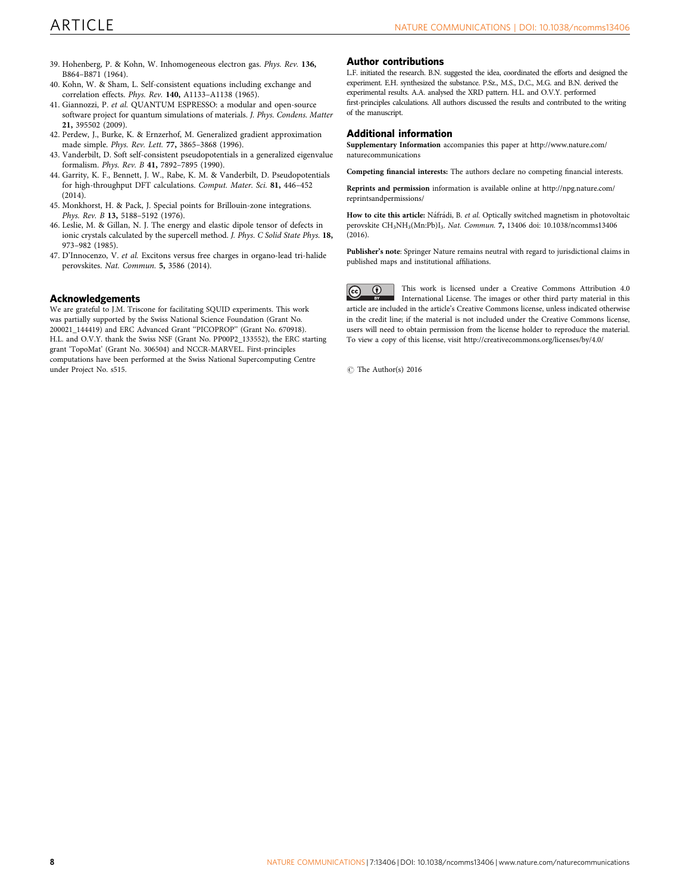39. Hohenberg, P. & Kohn, W. Inhomogeneous electron gas. *Phys. Rev.* **136,** B864–B871 (1964).
40. Kohn, W. & Sham, L. Self-consistent equations including exchange and correlation effects. *Phys. Rev.* **140,** A1133–A1138 (1965).
41. Giannozzi, P. *et al.* QUANTUM ESPRESSO: a modular and open-source software project for quantum simulations of materials. *J. Phys. Condens. Matter* **21,** 395502 (2009).
42. Perdew, J., Burke, K. & Ernzerhof, M. Generalized gradient approximation made simple. *Phys. Rev. Lett.* **77,** 3865–3868 (1996).
43. Vanderbilt, D. Soft self-consistent pseudopotentials in a generalized eigenvalue formalism. *Phys. Rev. B* **41,** 7892–7895 (1990).
44. Garrity, K. F., Bennett, J. W., Rabe, K. M. & Vanderbilt, D. Pseudopotentials for high-throughput DFT calculations. *Comput. Mater. Sci.* **81,** 446–452 (2014).
45. Monkhorst, H. & Pack, J. Special points for Brillouin-zone integrations. *Phys. Rev. B* **13,** 5188–5192 (1976).
46. Leslie, M. & Gillan, N. J. The energy and elastic dipole tensor of defects in ionic crystals calculated by the supercell method. *J. Phys. C Solid State Phys.* **18,** 973–982 (1985).
47. D'Innocenzo, V. *et al.* Excitons versus free charges in organo-lead tri-halide perovskites. *Nat. Commun.* **5,** 3586 (2014).

## Acknowledgements

We are grateful to J.M. Triscone for facilitating SQUID experiments. This work was partially supported by the Swiss National Science Foundation (Grant No. 200021_144419) and ERC Advanced Grant "PICOPROP" (Grant No. 670918). H.L. and O.V.Y. thank the Swiss NSF (Grant No. PP00P2_133552), the ERC starting grant 'TopoMat' (Grant No. 306504) and NCCR-MARVEL. First-principles computations have been performed at the Swiss National Supercomputing Centre under Project No. s515.

## Author contributions

L.F. initiated the research. B.N. suggested the idea, coordinated the efforts and designed the experiment. E.H. synthesized the substance. P.Sz., M.S., D.C., M.G. and B.N. derived the experimental results. A.A. analysed the XRD pattern. H.L. and O.V.Y. performed first-principles calculations. All authors discussed the results and contributed to the writing of the manuscript.

## Additional information

**Supplementary Information** accompanies this paper at http://www.nature.com/naturecommunications

**Competing financial interests:** The authors declare no competing financial interests.

**Reprints and permission** information is available online at http://npg.nature.com/reprintsandpermissions/

**How to cite this article:** Náfrádi, B. *et al.* Optically switched magnetism in photovoltaic perovskite $CH_3NH_3(Mn:Pb)I_3$. *Nat. Commun.* **7,** 13406 doi: 10.1038/ncomms13406 (2016).

**Publisher's note**: Springer Nature remains neutral with regard to jurisdictional claims in published maps and institutional affiliations.

This work is licensed under a Creative Commons Attribution 4.0 International License. The images or other third party material in this article are included in the article's Creative Commons license, unless indicated otherwise in the credit line; if the material is not included under the Creative Commons license, users will need to obtain permission from the license holder to reproduce the material. To view a copy of this license, visit http://creativecommons.org/licenses/by/4.0/

© The Author(s) 2016